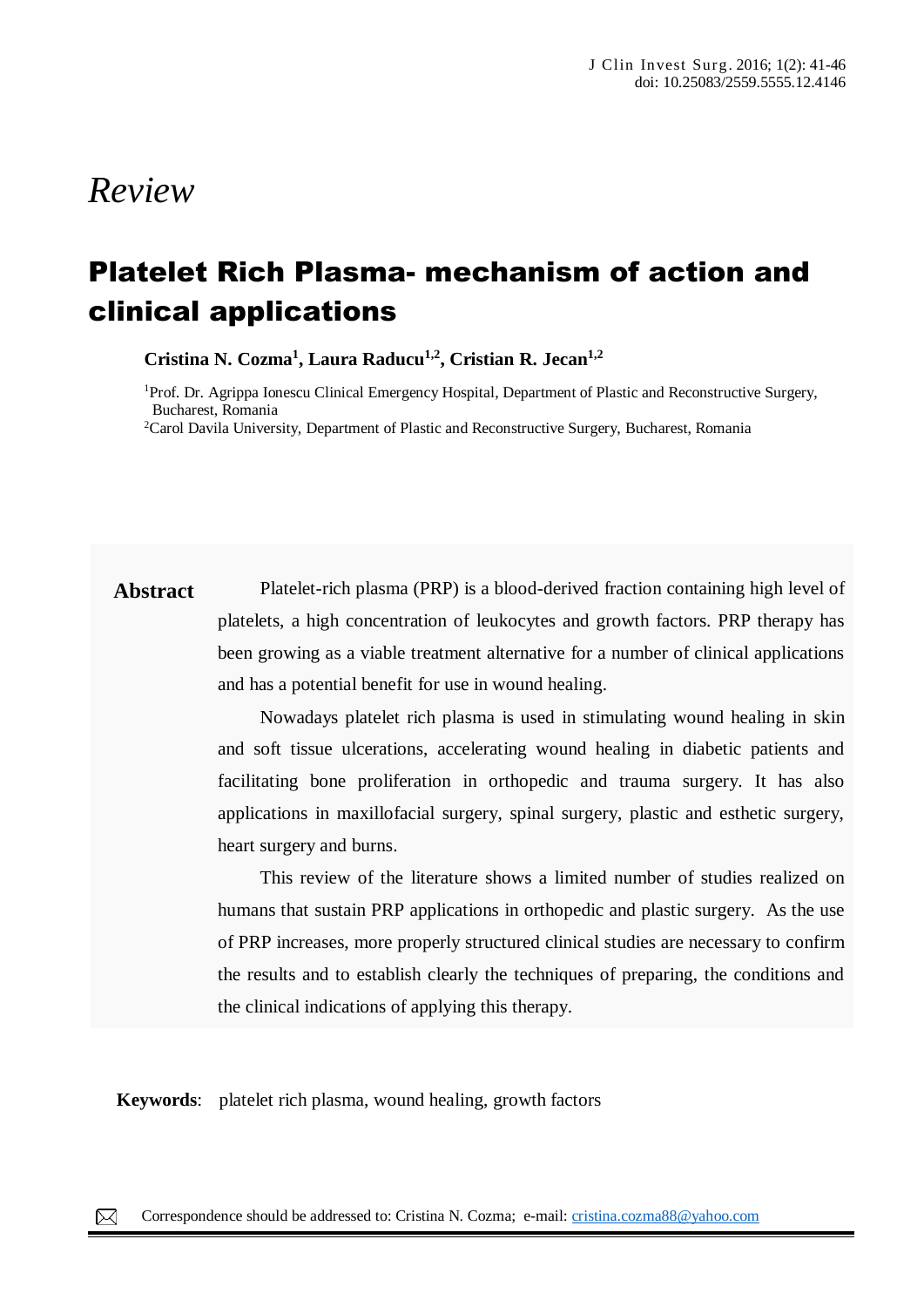*Review*

# Platelet Rich Plasma- mechanism of action and clinical applications

**Cristina N. Cozma[1], Laura Raducu[1,2], Cristian R. Jecan[1,2]**

[1]Prof. Dr. Agrippa Ionescu Clinical Emergency Hospital, Department of Plastic and Reconstructive Surgery, Bucharest, Romania
[2]Carol Davila University, Department of Plastic and Reconstructive Surgery, Bucharest, Romania

**Abstract** Platelet-rich plasma (PRP) is a blood-derived fraction containing high level of platelets, a high concentration of leukocytes and growth factors. PRP therapy has been growing as a viable treatment alternative for a number of clinical applications and has a potential benefit for use in wound healing.

Nowadays platelet rich plasma is used in stimulating wound healing in skin and soft tissue ulcerations, accelerating wound healing in diabetic patients and facilitating bone proliferation in orthopedic and trauma surgery. It has also applications in maxillofacial surgery, spinal surgery, plastic and esthetic surgery, heart surgery and burns.

This review of the literature shows a limited number of studies realized on humans that sustain PRP applications in orthopedic and plastic surgery. As the use of PRP increases, more properly structured clinical studies are necessary to confirm the results and to establish clearly the techniques of preparing, the conditions and the clinical indications of applying this therapy.

**Keywords**: platelet rich plasma, wound healing, growth factors

Correspondence should be addressed to: Cristina N. Cozma; e-mail: cristina.cozma88@yahoo.com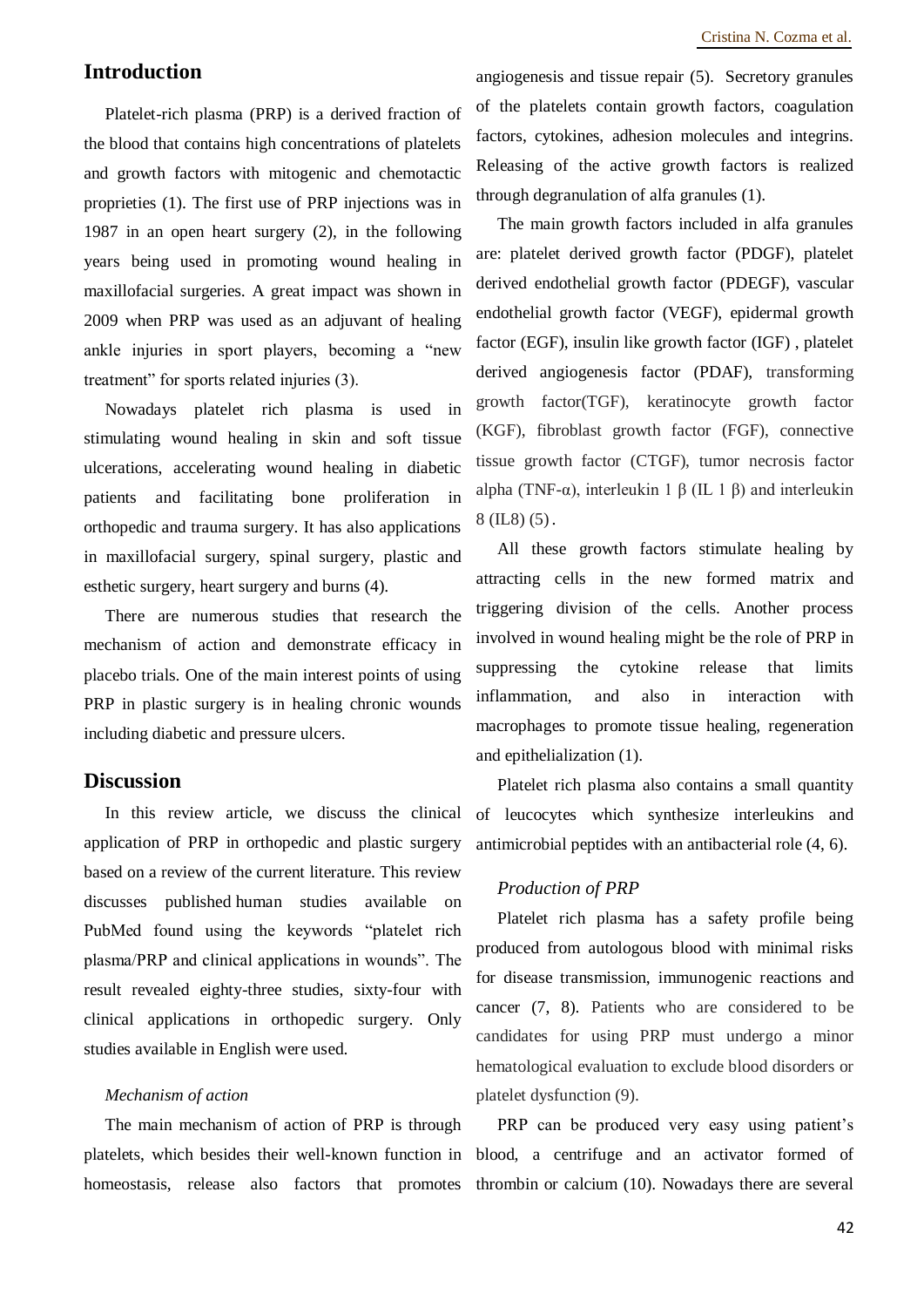## Introduction

Platelet-rich plasma (PRP) is a derived fraction of the blood that contains high concentrations of platelets and growth factors with mitogenic and chemotactic proprieties (1). The first use of PRP injections was in 1987 in an open heart surgery (2), in the following years being used in promoting wound healing in maxillofacial surgeries. A great impact was shown in 2009 when PRP was used as an adjuvant of healing ankle injuries in sport players, becoming a "new treatment" for sports related injuries (3).

Nowadays platelet rich plasma is used in stimulating wound healing in skin and soft tissue ulcerations, accelerating wound healing in diabetic patients and facilitating bone proliferation in orthopedic and trauma surgery. It has also applications in maxillofacial surgery, spinal surgery, plastic and esthetic surgery, heart surgery and burns (4).

There are numerous studies that research the mechanism of action and demonstrate efficacy in placebo trials. One of the main interest points of using PRP in plastic surgery is in healing chronic wounds including diabetic and pressure ulcers.

## Discussion

In this review article, we discuss the clinical application of PRP in orthopedic and plastic surgery based on a review of the current literature. This review discusses published human studies available on PubMed found using the keywords "platelet rich plasma/PRP and clinical applications in wounds". The result revealed eighty-three studies, sixty-four with clinical applications in orthopedic surgery. Only studies available in English were used.

### *Mechanism of action*

The main mechanism of action of PRP is through platelets, which besides their well-known function in homeostasis, release also factors that promotes angiogenesis and tissue repair (5). Secretory granules of the platelets contain growth factors, coagulation factors, cytokines, adhesion molecules and integrins. Releasing of the active growth factors is realized through degranulation of alfa granules (1).

The main growth factors included in alfa granules are: platelet derived growth factor (PDGF), platelet derived endothelial growth factor (PDEGF), vascular endothelial growth factor (VEGF), epidermal growth factor (EGF), insulin like growth factor (IGF) , platelet derived angiogenesis factor (PDAF), transforming growth factor(TGF), keratinocyte growth factor (KGF), fibroblast growth factor (FGF), connective tissue growth factor (CTGF), tumor necrosis factor alpha (TNF-α), interleukin 1 β (IL 1 β) and interleukin 8 (IL8) (5).

All these growth factors stimulate healing by attracting cells in the new formed matrix and triggering division of the cells. Another process involved in wound healing might be the role of PRP in suppressing the cytokine release that limits inflammation, and also in interaction with macrophages to promote tissue healing, regeneration and epithelialization (1).

Platelet rich plasma also contains a small quantity of leucocytes which synthesize interleukins and antimicrobial peptides with an antibacterial role (4, 6).

### *Production of PRP*

Platelet rich plasma has a safety profile being produced from autologous blood with minimal risks for disease transmission, immunogenic reactions and cancer (7, 8). Patients who are considered to be candidates for using PRP must undergo a minor hematological evaluation to exclude blood disorders or platelet dysfunction (9).

PRP can be produced very easy using patient's blood, a centrifuge and an activator formed of thrombin or calcium (10). Nowadays there are several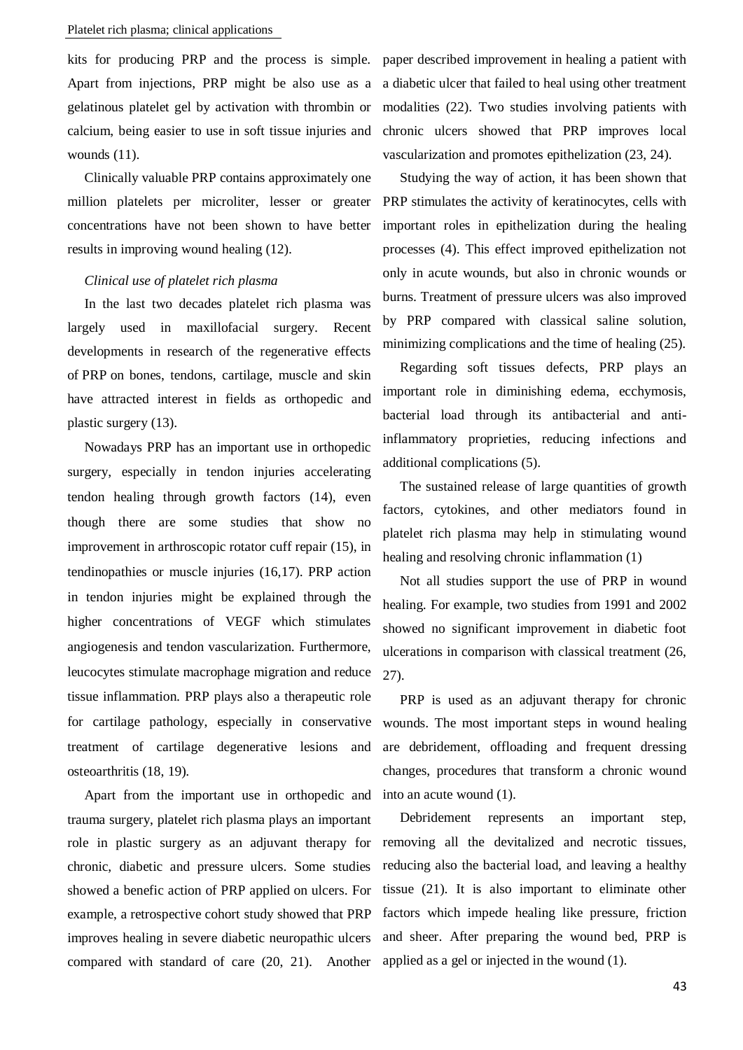kits for producing PRP and the process is simple. Apart from injections, PRP might be also use as a gelatinous platelet gel by activation with thrombin or calcium, being easier to use in soft tissue injuries and wounds (11).

Clinically valuable PRP contains approximately one million platelets per microliter, lesser or greater concentrations have not been shown to have better results in improving wound healing (12).

*Clinical use of platelet rich plasma*

In the last two decades platelet rich plasma was largely used in maxillofacial surgery. Recent developments in research of the regenerative effects of PRP on bones, tendons, cartilage, muscle and skin have attracted interest in fields as orthopedic and plastic surgery (13).

Nowadays PRP has an important use in orthopedic surgery, especially in tendon injuries accelerating tendon healing through growth factors (14), even though there are some studies that show no improvement in arthroscopic rotator cuff repair (15), in tendinopathies or muscle injuries (16,17). PRP action in tendon injuries might be explained through the higher concentrations of VEGF which stimulates angiogenesis and tendon vascularization. Furthermore, leucocytes stimulate macrophage migration and reduce tissue inflammation. PRP plays also a therapeutic role for cartilage pathology, especially in conservative treatment of cartilage degenerative lesions and osteoarthritis (18, 19).

Apart from the important use in orthopedic and trauma surgery, platelet rich plasma plays an important role in plastic surgery as an adjuvant therapy for chronic, diabetic and pressure ulcers. Some studies showed a benefic action of PRP applied on ulcers. For example, a retrospective cohort study showed that PRP improves healing in severe diabetic neuropathic ulcers compared with standard of care (20, 21). Another paper described improvement in healing a patient with a diabetic ulcer that failed to heal using other treatment modalities (22). Two studies involving patients with chronic ulcers showed that PRP improves local vascularization and promotes epithelization (23, 24).

Studying the way of action, it has been shown that PRP stimulates the activity of keratinocytes, cells with important roles in epithelization during the healing processes (4). This effect improved epithelization not only in acute wounds, but also in chronic wounds or burns. Treatment of pressure ulcers was also improved by PRP compared with classical saline solution, minimizing complications and the time of healing (25).

Regarding soft tissues defects, PRP plays an important role in diminishing edema, ecchymosis, bacterial load through its antibacterial and anti-inflammatory proprieties, reducing infections and additional complications (5).

The sustained release of large quantities of growth factors, cytokines, and other mediators found in platelet rich plasma may help in stimulating wound healing and resolving chronic inflammation (1)

Not all studies support the use of PRP in wound healing. For example, two studies from 1991 and 2002 showed no significant improvement in diabetic foot ulcerations in comparison with classical treatment (26, 27).

PRP is used as an adjuvant therapy for chronic wounds. The most important steps in wound healing are debridement, offloading and frequent dressing changes, procedures that transform a chronic wound into an acute wound (1).

Debridement represents an important step, removing all the devitalized and necrotic tissues, reducing also the bacterial load, and leaving a healthy tissue (21). It is also important to eliminate other factors which impede healing like pressure, friction and sheer. After preparing the wound bed, PRP is applied as a gel or injected in the wound (1).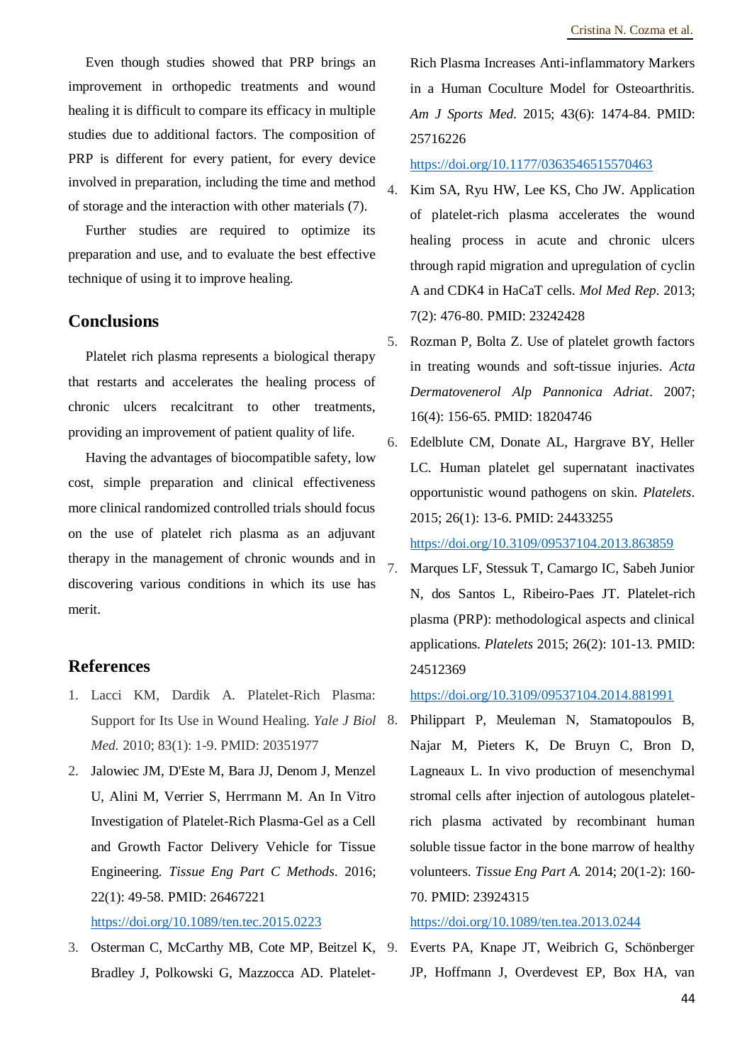Even though studies showed that PRP brings an improvement in orthopedic treatments and wound healing it is difficult to compare its efficacy in multiple studies due to additional factors. The composition of PRP is different for every patient, for every device involved in preparation, including the time and method of storage and the interaction with other materials (7).

Further studies are required to optimize its preparation and use, and to evaluate the best effective technique of using it to improve healing.

## Conclusions

Platelet rich plasma represents a biological therapy that restarts and accelerates the healing process of chronic ulcers recalcitrant to other treatments, providing an improvement of patient quality of life.

Having the advantages of biocompatible safety, low cost, simple preparation and clinical effectiveness more clinical randomized controlled trials should focus on the use of platelet rich plasma as an adjuvant therapy in the management of chronic wounds and in discovering various conditions in which its use has merit.

## References

1. Lacci KM, Dardik A. Platelet-Rich Plasma: Support for Its Use in Wound Healing. *Yale J Biol Med.* 2010; 83(1): 1-9. PMID: 20351977
2. Jalowiec JM, D'Este M, Bara JJ, Denom J, Menzel U, Alini M, Verrier S, Herrmann M. An In Vitro Investigation of Platelet-Rich Plasma-Gel as a Cell and Growth Factor Delivery Vehicle for Tissue Engineering. *Tissue Eng Part C Methods.* 2016; 22(1): 49-58. PMID: 26467221 https://doi.org/10.1089/ten.tec.2015.0223
3. Osterman C, McCarthy MB, Cote MP, Beitzel K, Bradley J, Polkowski G, Mazzocca AD. Platelet-Rich Plasma Increases Anti-inflammatory Markers in a Human Coculture Model for Osteoarthritis. *Am J Sports Med.* 2015; 43(6): 1474-84. PMID: 25716226 https://doi.org/10.1177/0363546515570463
4. Kim SA, Ryu HW, Lee KS, Cho JW. Application of platelet-rich plasma accelerates the wound healing process in acute and chronic ulcers through rapid migration and upregulation of cyclin A and CDK4 in HaCaT cells. *Mol Med Rep.* 2013; 7(2): 476-80. PMID: 23242428
5. Rozman P, Bolta Z. Use of platelet growth factors in treating wounds and soft-tissue injuries. *Acta Dermatovenerol Alp Pannonica Adriat.* 2007; 16(4): 156-65. PMID: 18204746
6. Edelblute CM, Donate AL, Hargrave BY, Heller LC. Human platelet gel supernatant inactivates opportunistic wound pathogens on skin. *Platelets.* 2015; 26(1): 13-6. PMID: 24433255 https://doi.org/10.3109/09537104.2013.863859
7. Marques LF, Stessuk T, Camargo IC, Sabeh Junior N, dos Santos L, Ribeiro-Paes JT. Platelet-rich plasma (PRP): methodological aspects and clinical applications. *Platelets* 2015; 26(2): 101-13. PMID: 24512369 https://doi.org/10.3109/09537104.2014.881991
8. Philippart P, Meuleman N, Stamatopoulos B, Najar M, Pieters K, De Bruyn C, Bron D, Lagneaux L. In vivo production of mesenchymal stromal cells after injection of autologous platelet-rich plasma activated by recombinant human soluble tissue factor in the bone marrow of healthy volunteers. *Tissue Eng Part A.* 2014; 20(1-2): 160-70. PMID: 23924315 https://doi.org/10.1089/ten.tea.2013.0244
9. Everts PA, Knape JT, Weibrich G, Schönberger JP, Hoffmann J, Overdevest EP, Box HA, van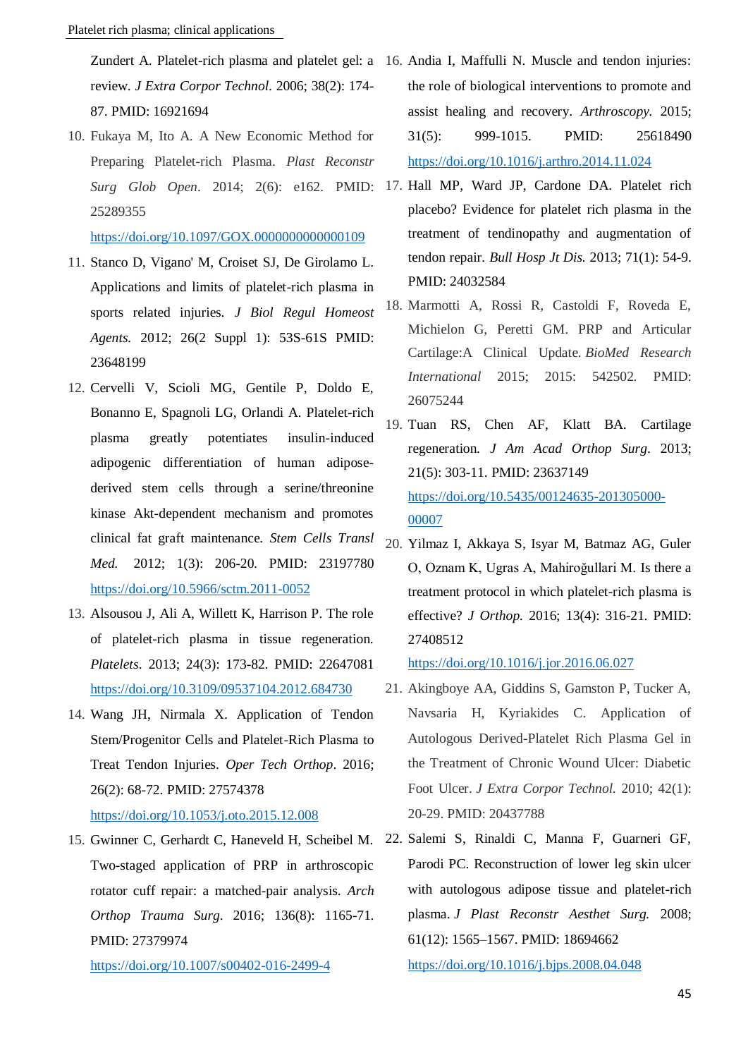Zundert A. Platelet-rich plasma and platelet gel: a review. *J Extra Corpor Technol.* 2006; 38(2): 174-87. PMID: 16921694

10. Fukaya M, Ito A. A New Economic Method for Preparing Platelet-rich Plasma. *Plast Reconstr Surg Glob Open*. 2014; 2(6): e162. PMID: 25289355 https://doi.org/10.1097/GOX.0000000000000109
11. Stanco D, Vigano' M, Croiset SJ, De Girolamo L. Applications and limits of platelet-rich plasma in sports related injuries. *J Biol Regul Homeost Agents.* 2012; 26(2 Suppl 1): 53S-61S PMID: 23648199
12. Cervelli V, Scioli MG, Gentile P, Doldo E, Bonanno E, Spagnoli LG, Orlandi A. Platelet-rich plasma greatly potentiates insulin-induced adipogenic differentiation of human adipose-derived stem cells through a serine/threonine kinase Akt-dependent mechanism and promotes clinical fat graft maintenance. *Stem Cells Transl Med.* 2012; 1(3): 206-20. PMID: 23197780 https://doi.org/10.5966/sctm.2011-0052
13. Alsousou J, Ali A, Willett K, Harrison P. The role of platelet-rich plasma in tissue regeneration. *Platelets*. 2013; 24(3): 173-82. PMID: 22647081 https://doi.org/10.3109/09537104.2012.684730
14. Wang JH, Nirmala X. Application of Tendon Stem/Progenitor Cells and Platelet-Rich Plasma to Treat Tendon Injuries. *Oper Tech Orthop*. 2016; 26(2): 68-72. PMID: 27574378 https://doi.org/10.1053/j.oto.2015.12.008
15. Gwinner C, Gerhardt C, Haneveld H, Scheibel M. Two-staged application of PRP in arthroscopic rotator cuff repair: a matched-pair analysis. *Arch Orthop Trauma Surg*. 2016; 136(8): 1165-71. PMID: 27379974 https://doi.org/10.1007/s00402-016-2499-4
16. Andia I, Maffulli N. Muscle and tendon injuries: the role of biological interventions to promote and assist healing and recovery. *Arthroscopy.* 2015; 31(5): 999-1015. PMID: 25618490 https://doi.org/10.1016/j.arthro.2014.11.024
17. Hall MP, Ward JP, Cardone DA. Platelet rich placebo? Evidence for platelet rich plasma in the treatment of tendinopathy and augmentation of tendon repair. *Bull Hosp Jt Dis.* 2013; 71(1): 54-9. PMID: 24032584
18. Marmotti A, Rossi R, Castoldi F, Roveda E, Michielon G, Peretti GM. PRP and Articular Cartilage:A Clinical Update. *BioMed Research International* 2015; 2015: 542502. PMID: 26075244
19. Tuan RS, Chen AF, Klatt BA. Cartilage regeneration. *J Am Acad Orthop Surg*. 2013; 21(5): 303-11. PMID: 23637149 https://doi.org/10.5435/00124635-201305000-00007
20. Yilmaz I, Akkaya S, Isyar M, Batmaz AG, Guler O, Oznam K, Ugras A, Mahiroğullari M. Is there a treatment protocol in which platelet-rich plasma is effective? *J Orthop.* 2016; 13(4): 316-21. PMID: 27408512 https://doi.org/10.1016/j.jor.2016.06.027
21. Akingboye AA, Giddins S, Gamston P, Tucker A, Navsaria H, Kyriakides C. Application of Autologous Derived-Platelet Rich Plasma Gel in the Treatment of Chronic Wound Ulcer: Diabetic Foot Ulcer. *J Extra Corpor Technol.* 2010; 42(1): 20-29. PMID: 20437788
22. Salemi S, Rinaldi C, Manna F, Guarneri GF, Parodi PC. Reconstruction of lower leg skin ulcer with autologous adipose tissue and platelet-rich plasma. *J Plast Reconstr Aesthet Surg.* 2008; 61(12): 1565–1567. PMID: 18694662 https://doi.org/10.1016/j.bjps.2008.04.048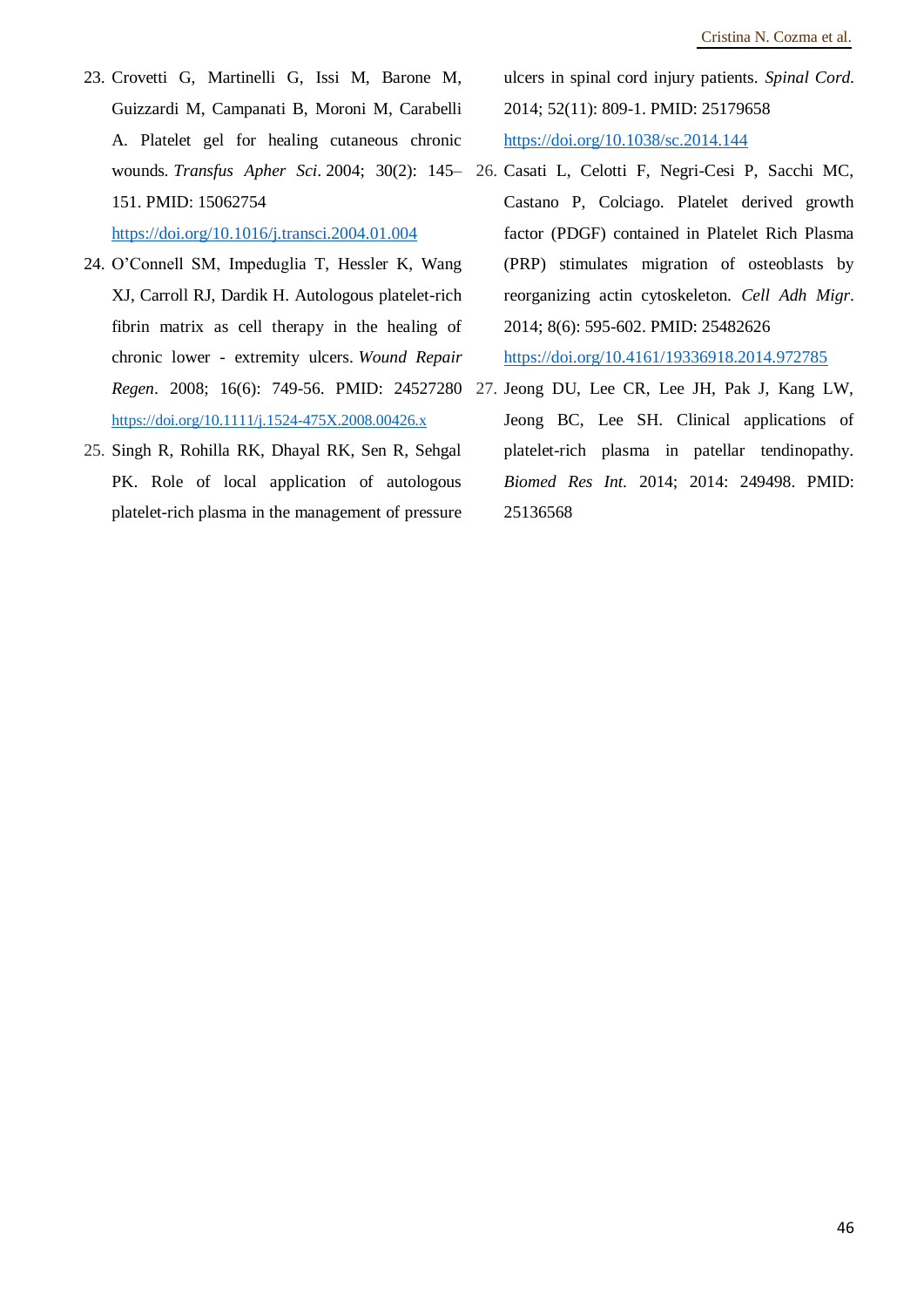23. Crovetti G, Martinelli G, Issi M, Barone M, Guizzardi M, Campanati B, Moroni M, Carabelli A. Platelet gel for healing cutaneous chronic wounds. *Transfus Apher Sci*. 2004; 30(2): 145–151. PMID: 15062754 https://doi.org/10.1016/j.transci.2004.01.004
24. O'Connell SM, Impeduglia T, Hessler K, Wang XJ, Carroll RJ, Dardik H. Autologous platelet-rich fibrin matrix as cell therapy in the healing of chronic lower - extremity ulcers. *Wound Repair Regen*. 2008; 16(6): 749-56. PMID: 24527280 https://doi.org/10.1111/j.1524-475X.2008.00426.x
25. Singh R, Rohilla RK, Dhayal RK, Sen R, Sehgal PK. Role of local application of autologous platelet-rich plasma in the management of pressure ulcers in spinal cord injury patients. *Spinal Cord*. 2014; 52(11): 809-1. PMID: 25179658 https://doi.org/10.1038/sc.2014.144
26. Casati L, Celotti F, Negri-Cesi P, Sacchi MC, Castano P, Colciago. Platelet derived growth factor (PDGF) contained in Platelet Rich Plasma (PRP) stimulates migration of osteoblasts by reorganizing actin cytoskeleton. *Cell Adh Migr*. 2014; 8(6): 595-602. PMID: 25482626 https://doi.org/10.4161/19336918.2014.972785
27. Jeong DU, Lee CR, Lee JH, Pak J, Kang LW, Jeong BC, Lee SH. Clinical applications of platelet-rich plasma in patellar tendinopathy. *Biomed Res Int*. 2014; 2014: 249498. PMID: 25136568